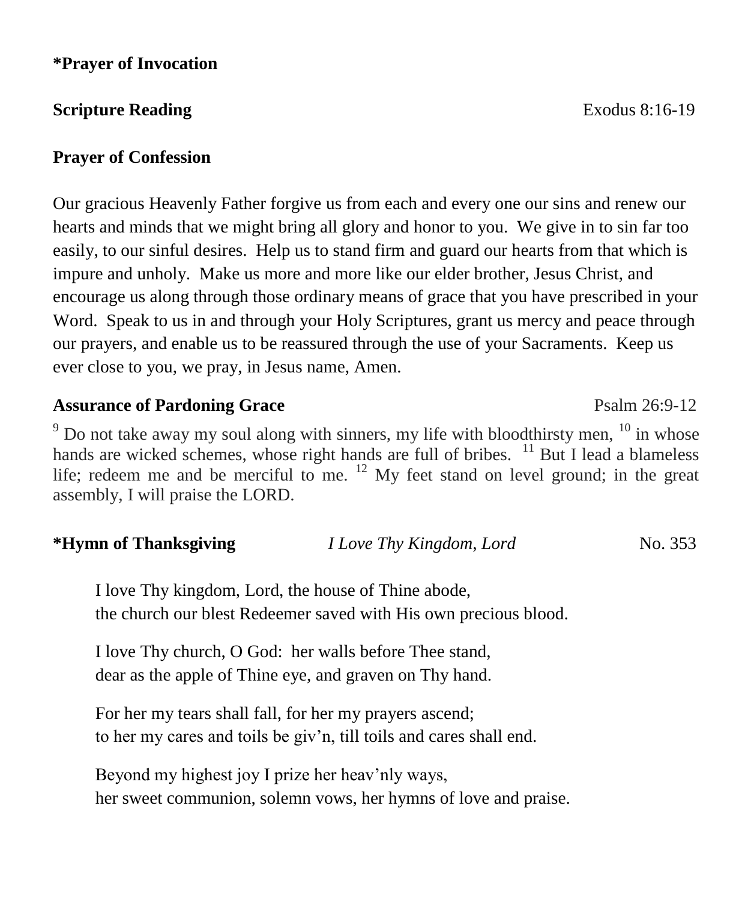**\*Prayer of Invocation**

**Scripture Reading** Exodus 8:16-19

**Prayer of Confession**

Our gracious Heavenly Father forgive us from each and every one our sins and renew our hearts and minds that we might bring all glory and honor to you. We give in to sin far too easily, to our sinful desires. Help us to stand firm and guard our hearts from that which is impure and unholy. Make us more and more like our elder brother, Jesus Christ, and encourage us along through those ordinary means of grace that you have prescribed in your Word. Speak to us in and through your Holy Scriptures, grant us mercy and peace through our prayers, and enable us to be reassured through the use of your Sacraments. Keep us ever close to you, we pray, in Jesus name, Amen.

**Assurance of Pardoning Grace** Psalm 26:9-12

[9] Do not take away my soul along with sinners, my life with bloodthirsty men, [10] in whose hands are wicked schemes, whose right hands are full of bribes. [11] But I lead a blameless life; redeem me and be merciful to me. [12] My feet stand on level ground; in the great assembly, I will praise the LORD.

**\*Hymn of Thanksgiving** *I Love Thy Kingdom, Lord* No. 353

I love Thy kingdom, Lord, the house of Thine abode,
the church our blest Redeemer saved with His own precious blood.

I love Thy church, O God: her walls before Thee stand,
dear as the apple of Thine eye, and graven on Thy hand.

For her my tears shall fall, for her my prayers ascend;
to her my cares and toils be giv'n, till toils and cares shall end.

Beyond my highest joy I prize her heav'nly ways,
her sweet communion, solemn vows, her hymns of love and praise.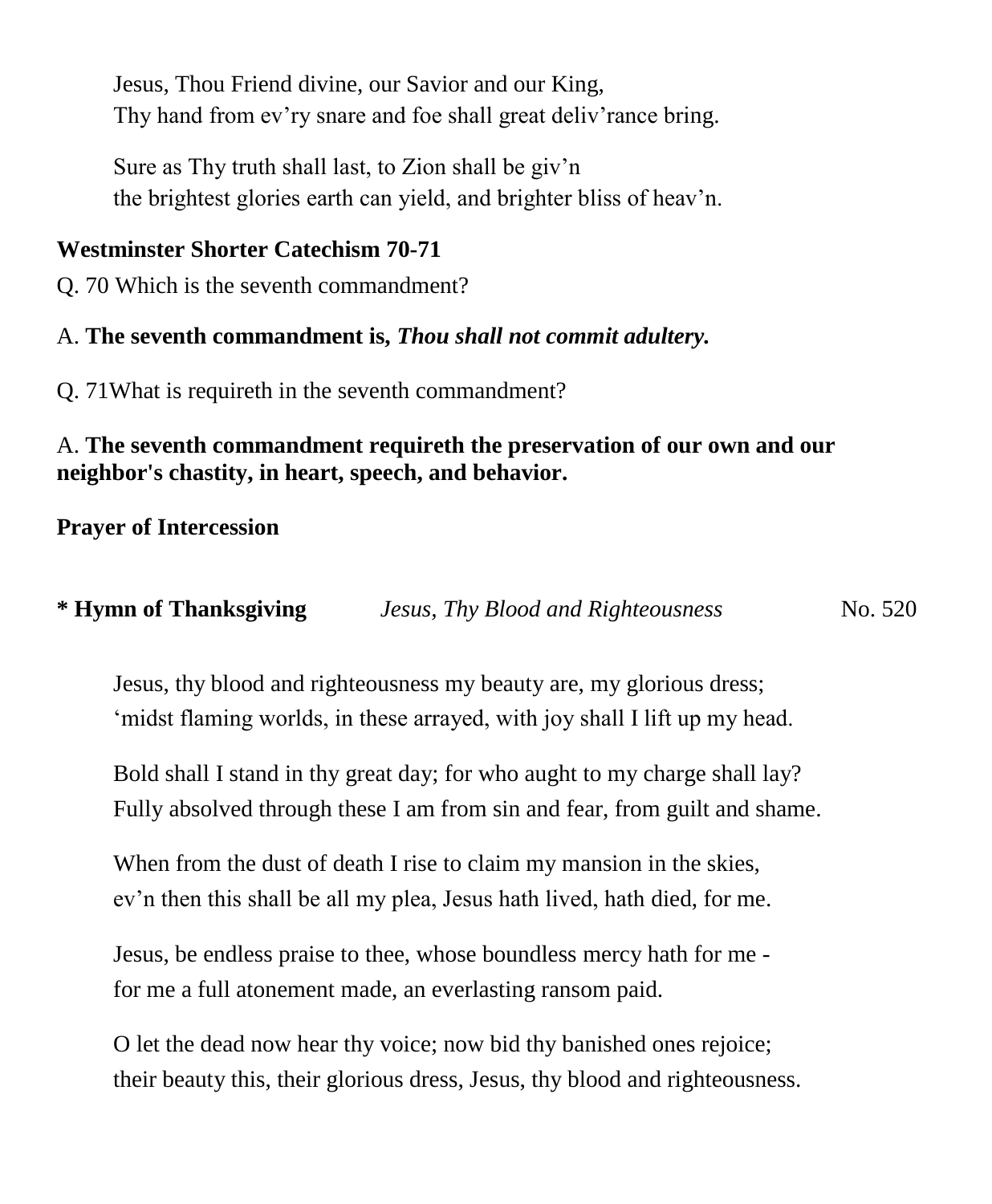Jesus, Thou Friend divine, our Savior and our King,
Thy hand from ev'ry snare and foe shall great deliv'rance bring.

Sure as Thy truth shall last, to Zion shall be giv'n
the brightest glories earth can yield, and brighter bliss of heav'n.

**Westminster Shorter Catechism 70-71**

Q. 70 Which is the seventh commandment?

A. **The seventh commandment is, *Thou shall not commit adultery.***

Q. 71What is requireth in the seventh commandment?

A. **The seventh commandment requireth the preservation of our own and our neighbor's chastity, in heart, speech, and behavior.**

**Prayer of Intercession**

**\* Hymn of Thanksgiving** *Jesus, Thy Blood and Righteousness* No. 520

Jesus, thy blood and righteousness my beauty are, my glorious dress;
'midst flaming worlds, in these arrayed, with joy shall I lift up my head.

Bold shall I stand in thy great day; for who aught to my charge shall lay?
Fully absolved through these I am from sin and fear, from guilt and shame.

When from the dust of death I rise to claim my mansion in the skies,
ev'n then this shall be all my plea, Jesus hath lived, hath died, for me.

Jesus, be endless praise to thee, whose boundless mercy hath for me -
for me a full atonement made, an everlasting ransom paid.

O let the dead now hear thy voice; now bid thy banished ones rejoice;
their beauty this, their glorious dress, Jesus, thy blood and righteousness.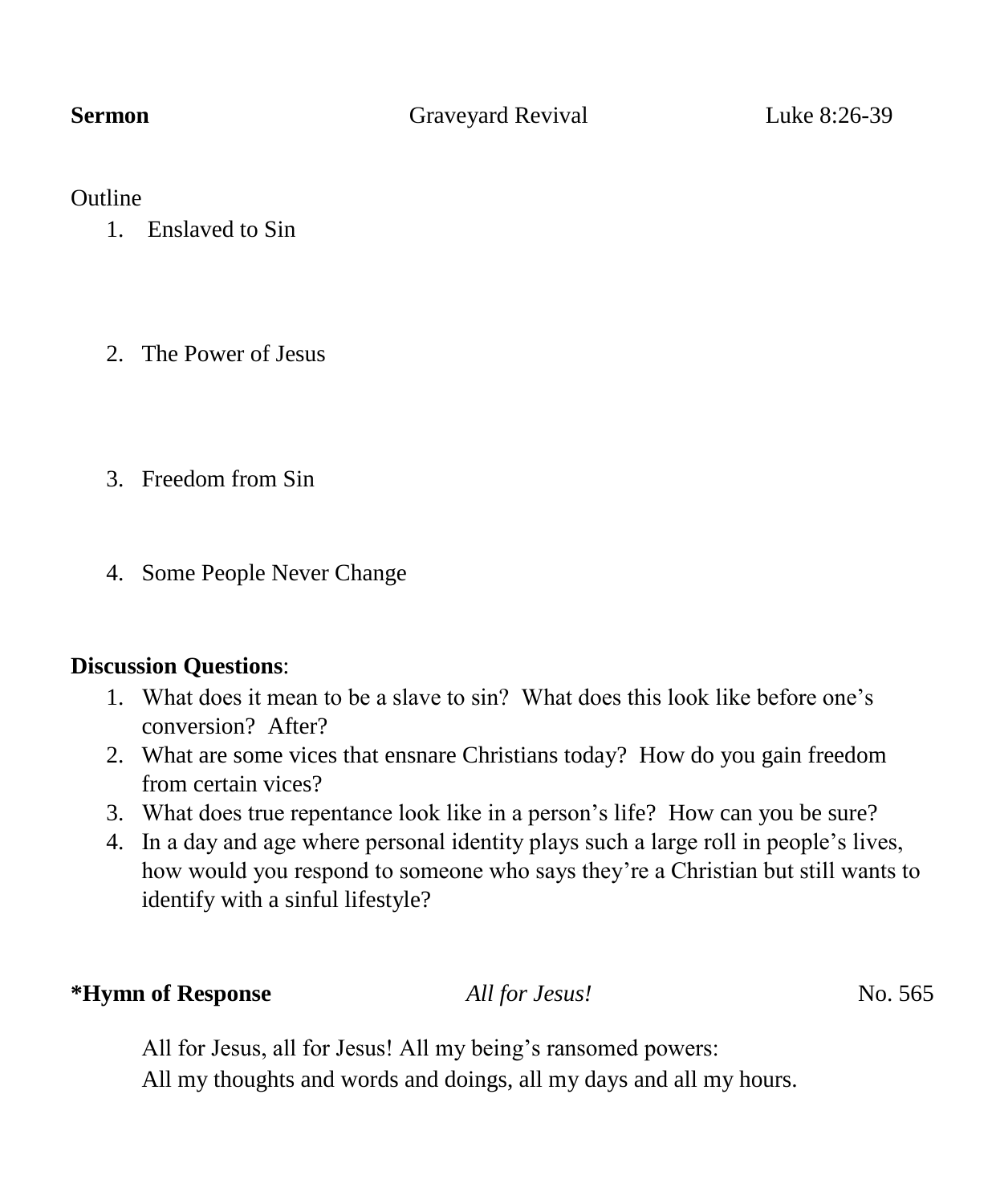**Sermon** Graveyard Revival Luke 8:26-39

Outline

1. Enslaved to Sin

2. The Power of Jesus

3. Freedom from Sin

4. Some People Never Change

**Discussion Questions**:

1. What does it mean to be a slave to sin? What does this look like before one's conversion? After?
2. What are some vices that ensnare Christians today? How do you gain freedom from certain vices?
3. What does true repentance look like in a person's life? How can you be sure?
4. In a day and age where personal identity plays such a large roll in people's lives, how would you respond to someone who says they're a Christian but still wants to identify with a sinful lifestyle?

**\*Hymn of Response** *All for Jesus!* No. 565

All for Jesus, all for Jesus! All my being's ransomed powers:
All my thoughts and words and doings, all my days and all my hours.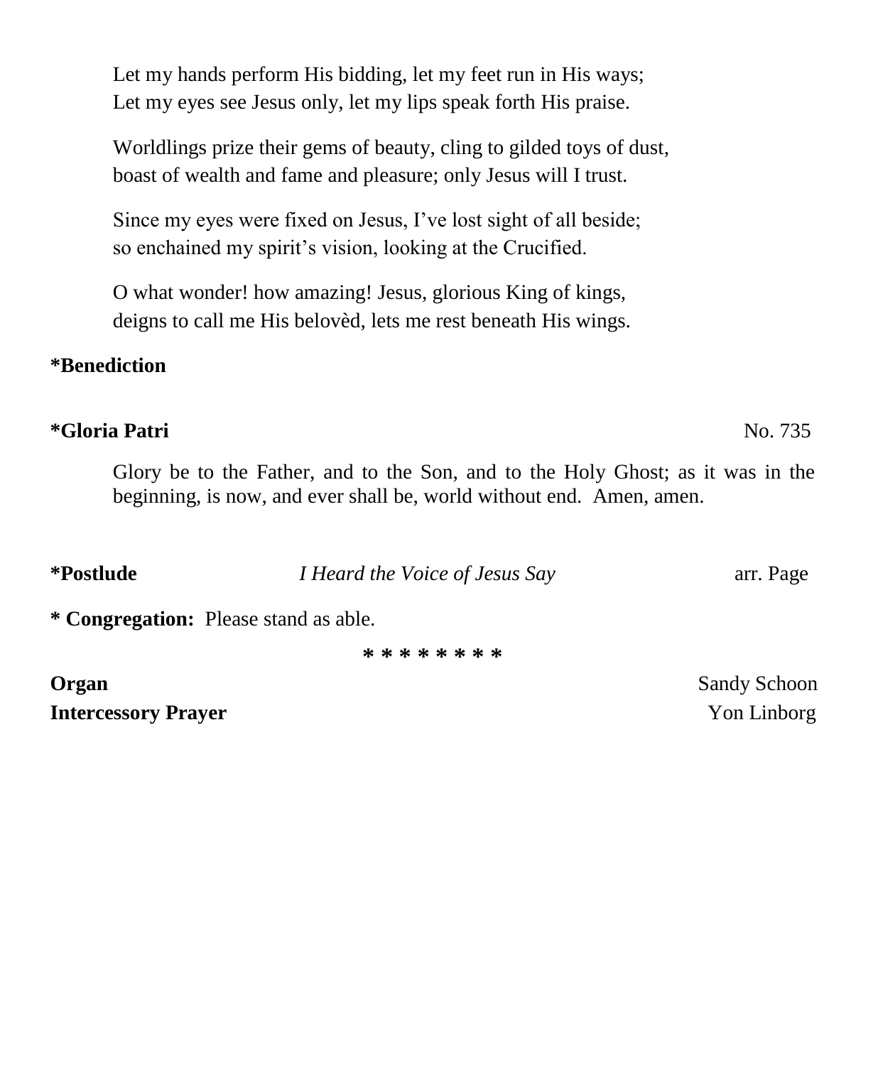Let my hands perform His bidding, let my feet run in His ways;  
Let my eyes see Jesus only, let my lips speak forth His praise.

Worldlings prize their gems of beauty, cling to gilded toys of dust,  
boast of wealth and fame and pleasure; only Jesus will I trust.

Since my eyes were fixed on Jesus, I've lost sight of all beside;  
so enchained my spirit's vision, looking at the Crucified.

O what wonder! how amazing! Jesus, glorious King of kings,  
deigns to call me His belovèd, lets me rest beneath His wings.

**\*Benediction**

**\*Gloria Patri** No. 735

Glory be to the Father, and to the Son, and to the Holy Ghost; as it was in the beginning, is now, and ever shall be, world without end. Amen, amen.

**\*Postlude** *I Heard the Voice of Jesus Say* arr. Page

**\* Congregation:** Please stand as able.

\* \* \* \* \* \* \* \*

**Organ** Sandy Schoon  
**Intercessory Prayer** Yon Linborg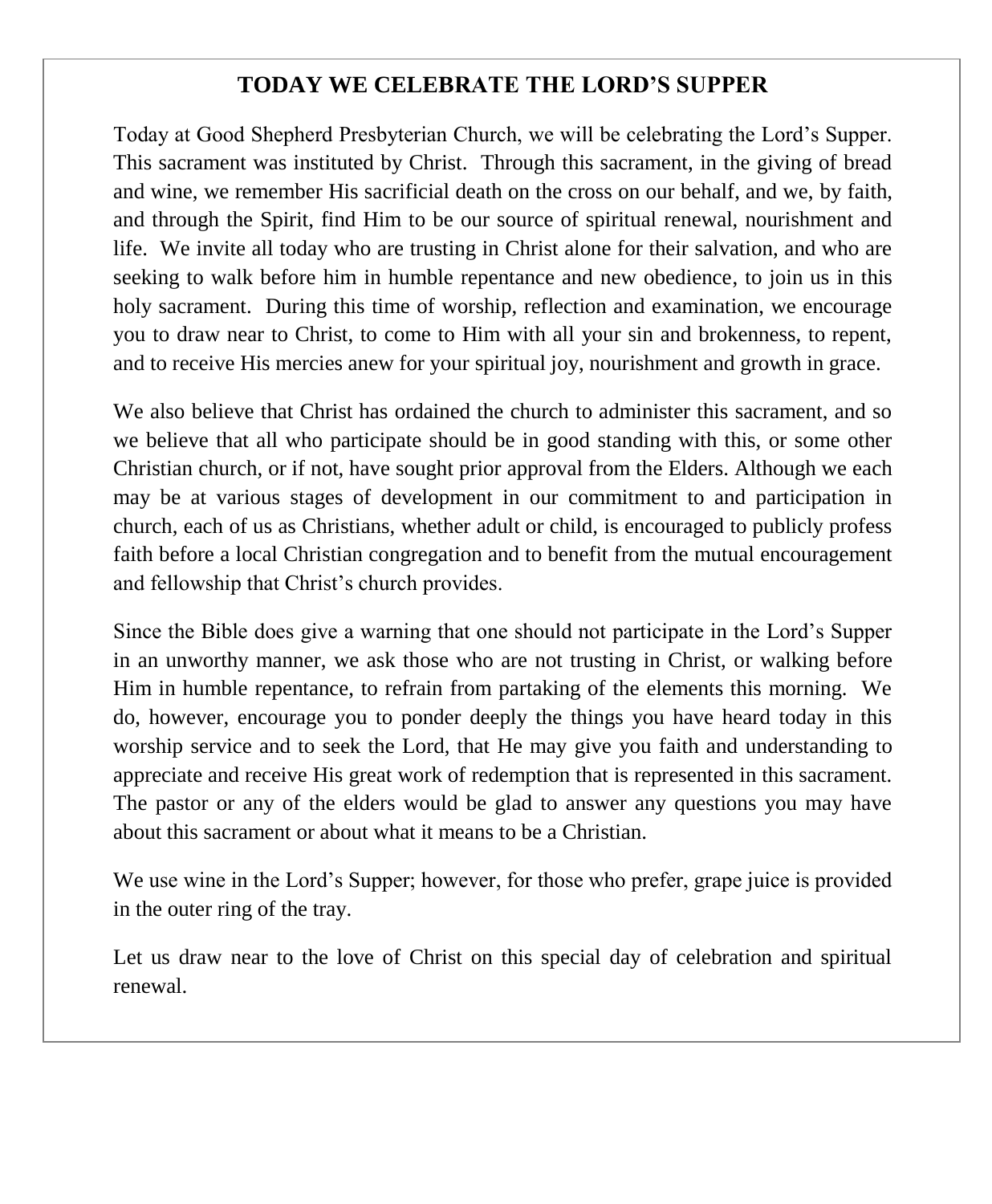# TODAY WE CELEBRATE THE LORD'S SUPPER

Today at Good Shepherd Presbyterian Church, we will be celebrating the Lord's Supper. This sacrament was instituted by Christ. Through this sacrament, in the giving of bread and wine, we remember His sacrificial death on the cross on our behalf, and we, by faith, and through the Spirit, find Him to be our source of spiritual renewal, nourishment and life. We invite all today who are trusting in Christ alone for their salvation, and who are seeking to walk before him in humble repentance and new obedience, to join us in this holy sacrament. During this time of worship, reflection and examination, we encourage you to draw near to Christ, to come to Him with all your sin and brokenness, to repent, and to receive His mercies anew for your spiritual joy, nourishment and growth in grace.

We also believe that Christ has ordained the church to administer this sacrament, and so we believe that all who participate should be in good standing with this, or some other Christian church, or if not, have sought prior approval from the Elders. Although we each may be at various stages of development in our commitment to and participation in church, each of us as Christians, whether adult or child, is encouraged to publicly profess faith before a local Christian congregation and to benefit from the mutual encouragement and fellowship that Christ's church provides.

Since the Bible does give a warning that one should not participate in the Lord's Supper in an unworthy manner, we ask those who are not trusting in Christ, or walking before Him in humble repentance, to refrain from partaking of the elements this morning. We do, however, encourage you to ponder deeply the things you have heard today in this worship service and to seek the Lord, that He may give you faith and understanding to appreciate and receive His great work of redemption that is represented in this sacrament. The pastor or any of the elders would be glad to answer any questions you may have about this sacrament or about what it means to be a Christian.

We use wine in the Lord's Supper; however, for those who prefer, grape juice is provided in the outer ring of the tray.

Let us draw near to the love of Christ on this special day of celebration and spiritual renewal.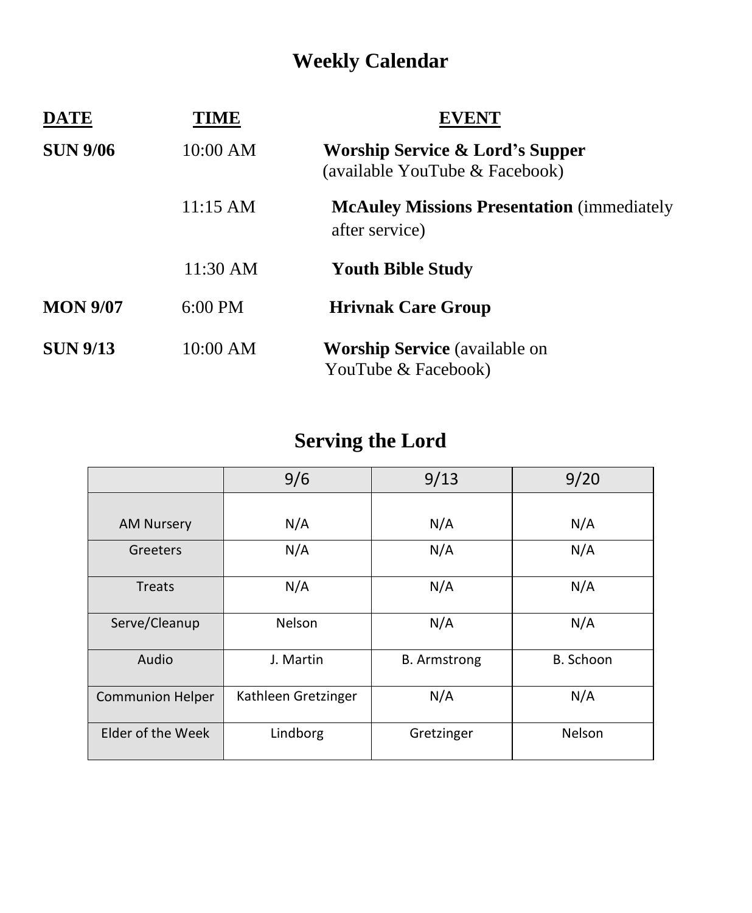# Weekly Calendar

| DATE | TIME | EVENT |
|---|---|---|
| **SUN 9/06** | 10:00 AM | **Worship Service & Lord's Supper** (available YouTube & Facebook) |
| | 11:15 AM | **McAuley Missions Presentation** (immediately after service) |
| | 11:30 AM | **Youth Bible Study** |
| **MON 9/07** | 6:00 PM | **Hrivnak Care Group** |
| **SUN 9/13** | 10:00 AM | **Worship Service** (available on YouTube & Facebook) |

# Serving the Lord

| | 9/6 | 9/13 | 9/20 |
|---|---|---|---|
| AM Nursery | N/A | N/A | N/A |
| Greeters | N/A | N/A | N/A |
| Treats | N/A | N/A | N/A |
| Serve/Cleanup | Nelson | N/A | N/A |
| Audio | J. Martin | B. Armstrong | B. Schoon |
| Communion Helper | Kathleen Gretzinger | N/A | N/A |
| Elder of the Week | Lindborg | Gretzinger | Nelson |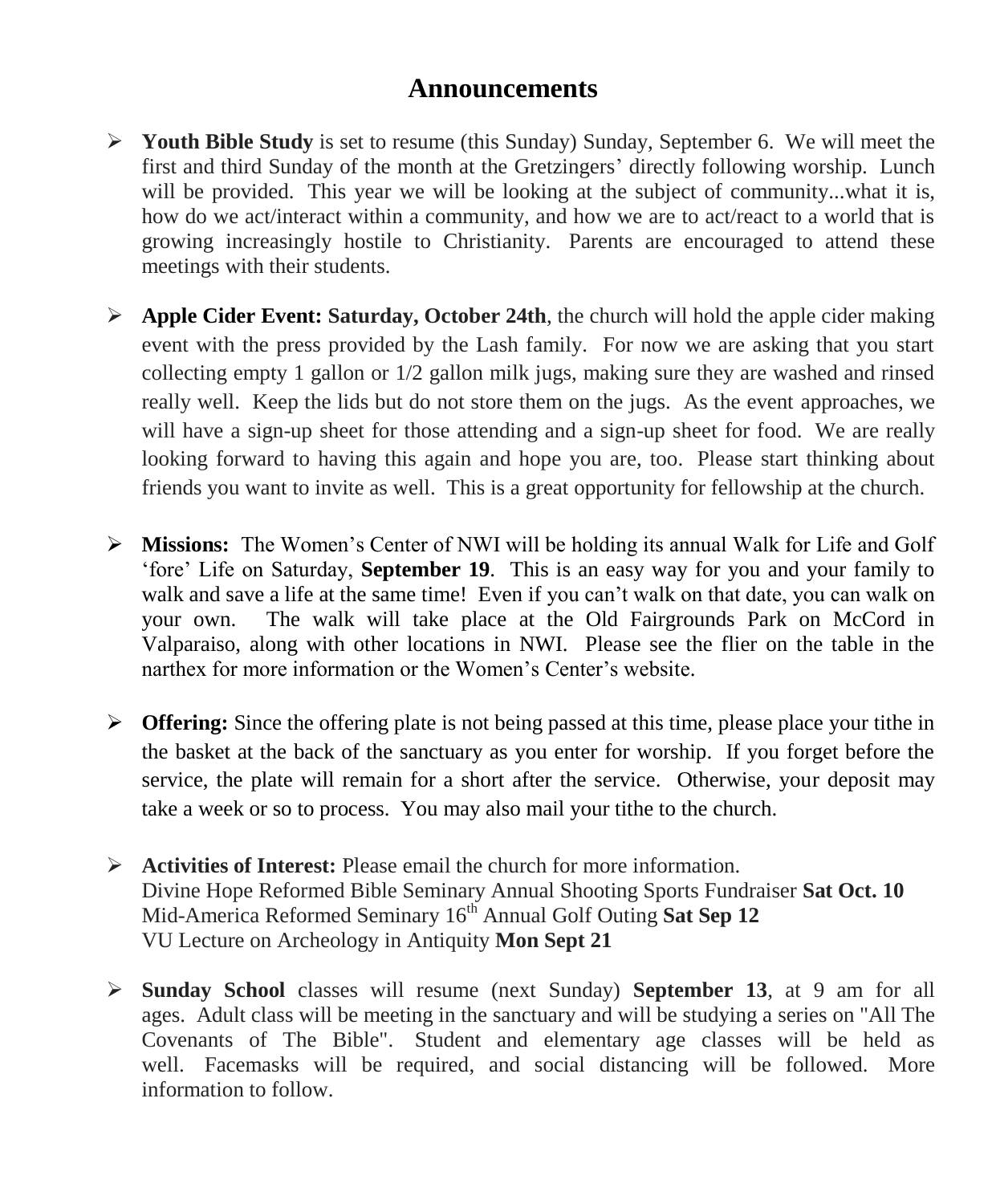# Announcements

- **Youth Bible Study** is set to resume (this Sunday) Sunday, September 6. We will meet the first and third Sunday of the month at the Gretzingers' directly following worship. Lunch will be provided. This year we will be looking at the subject of community...what it is, how do we act/interact within a community, and how we are to act/react to a world that is growing increasingly hostile to Christianity. Parents are encouraged to attend these meetings with their students.

- **Apple Cider Event: Saturday, October 24th**, the church will hold the apple cider making event with the press provided by the Lash family. For now we are asking that you start collecting empty 1 gallon or 1/2 gallon milk jugs, making sure they are washed and rinsed really well. Keep the lids but do not store them on the jugs. As the event approaches, we will have a sign-up sheet for those attending and a sign-up sheet for food. We are really looking forward to having this again and hope you are, too. Please start thinking about friends you want to invite as well. This is a great opportunity for fellowship at the church.

- **Missions:** The Women's Center of NWI will be holding its annual Walk for Life and Golf 'fore' Life on Saturday, **September 19**. This is an easy way for you and your family to walk and save a life at the same time! Even if you can't walk on that date, you can walk on your own. The walk will take place at the Old Fairgrounds Park on McCord in Valparaiso, along with other locations in NWI. Please see the flier on the table in the narthex for more information or the Women's Center's website.

- **Offering:** Since the offering plate is not being passed at this time, please place your tithe in the basket at the back of the sanctuary as you enter for worship. If you forget before the service, the plate will remain for a short after the service. Otherwise, your deposit may take a week or so to process. You may also mail your tithe to the church.

- **Activities of Interest:** Please email the church for more information.
  Divine Hope Reformed Bible Seminary Annual Shooting Sports Fundraiser **Sat Oct. 10**
  Mid-America Reformed Seminary 16th Annual Golf Outing **Sat Sep 12**
  VU Lecture on Archeology in Antiquity **Mon Sept 21**

- **Sunday School** classes will resume (next Sunday) **September 13**, at 9 am for all ages. Adult class will be meeting in the sanctuary and will be studying a series on "All The Covenants of The Bible". Student and elementary age classes will be held as well. Facemasks will be required, and social distancing will be followed. More information to follow.